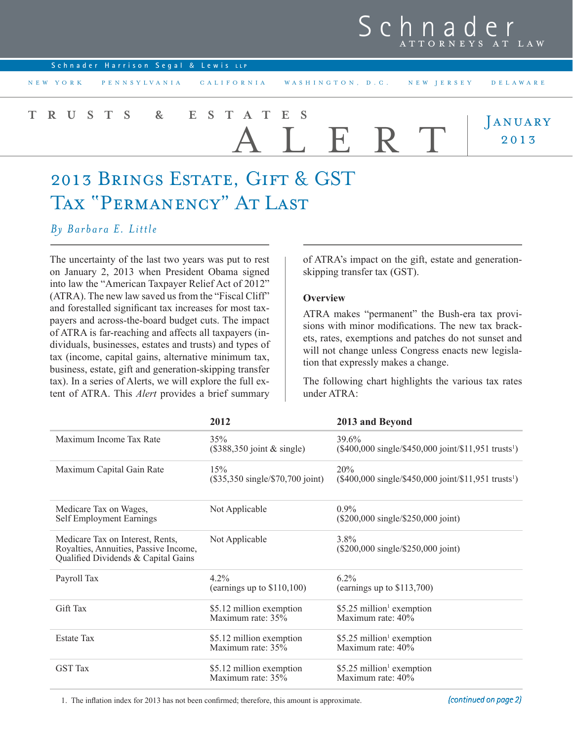Schnader ATTORNEYS AT LAW

Schnader Harrison Segal & Lewis LLP

NEW YORK PENNSYLVANIA CALIFORNIA WASHINGTON, D.C. NEW JERSEY DELAWARE

TRUSTS & ESTATES ALERT

JANUARY 2013

# 2013 Brings Estate, Gift & GST Tax "Permanency" At Last

*By Barbara E. Little*

The uncertainty of the last two years was put to rest on January 2, 2013 when President Obama signed into law the "American Taxpayer Relief Act of 2012" (ATRA). The new law saved us from the "Fiscal Cliff" and forestalled significant tax increases for most taxpayers and across-the-board budget cuts. The impact of ATRA is far-reaching and affects all taxpayers (individuals, businesses, estates and trusts) and types of tax (income, capital gains, alternative minimum tax, business, estate, gift and generation-skipping transfer tax). In a series of Alerts, we will explore the full extent of ATRA. This *Alert* provides a brief summary of ATRA's impact on the gift, estate and generation-skipping transfer tax (GST).

**Overview**

ATRA makes "permanent" the Bush-era tax provisions with minor modifications. The new tax brackets, rates, exemptions and patches do not sunset and will not change unless Congress enacts new legislation that expressly makes a change.

The following chart highlights the various tax rates under ATRA:

| | 2012 | 2013 and Beyond |
|---|---|---|
| Maximum Income Tax Rate | 35% ($388,350 joint & single) | 39.6% ($400,000 single/$450,000 joint/$11,951 trusts[1]) |
| Maximum Capital Gain Rate | 15% ($35,350 single/$70,700 joint) | 20% ($400,000 single/$450,000 joint/$11,951 trusts[1]) |
| Medicare Tax on Wages, Self Employment Earnings | Not Applicable | 0.9% ($200,000 single/$250,000 joint) |
| Medicare Tax on Interest, Rents, Royalties, Annuities, Passive Income, Qualified Dividends & Capital Gains | Not Applicable | 3.8% ($200,000 single/$250,000 joint) |
| Payroll Tax | 4.2% (earnings up to $110,100) | 6.2% (earnings up to $113,700) |
| Gift Tax | $5.12 million exemption Maximum rate: 35% | $5.25 million[1] exemption Maximum rate: 40% |
| Estate Tax | $5.12 million exemption Maximum rate: 35% | $5.25 million[1] exemption Maximum rate: 40% |
| GST Tax | $5.12 million exemption Maximum rate: 35% | $5.25 million[1] exemption Maximum rate: 40% |

1. The inflation index for 2013 has not been confirmed; therefore, this amount is approximate.

*(continued on page 2)*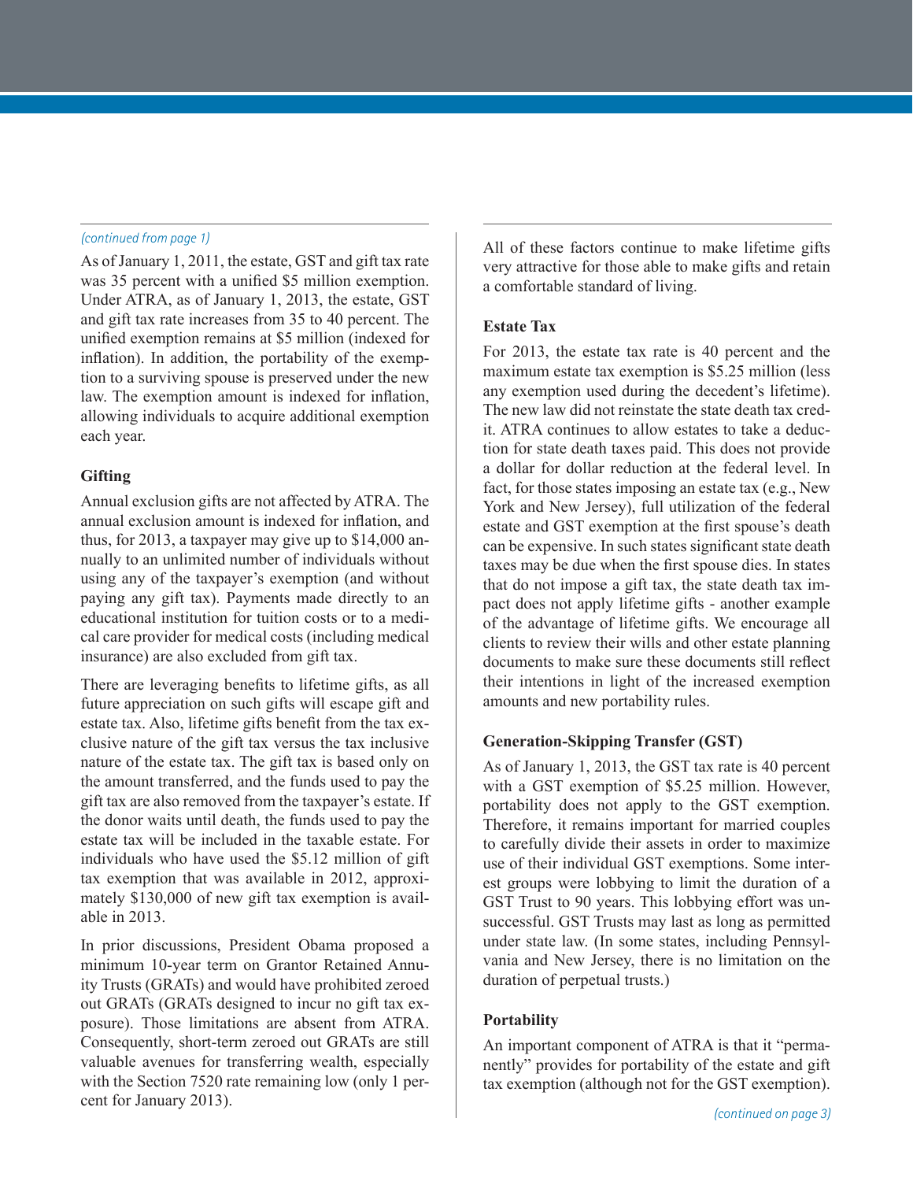*(continued from page 1)*

As of January 1, 2011, the estate, GST and gift tax rate was 35 percent with a unified $5 million exemption. Under ATRA, as of January 1, 2013, the estate, GST and gift tax rate increases from 35 to 40 percent. The unified exemption remains at $5 million (indexed for inflation). In addition, the portability of the exemption to a surviving spouse is preserved under the new law. The exemption amount is indexed for inflation, allowing individuals to acquire additional exemption each year.

### Gifting

Annual exclusion gifts are not affected by ATRA. The annual exclusion amount is indexed for inflation, and thus, for 2013, a taxpayer may give up to $14,000 annually to an unlimited number of individuals without using any of the taxpayer's exemption (and without paying any gift tax). Payments made directly to an educational institution for tuition costs or to a medical care provider for medical costs (including medical insurance) are also excluded from gift tax.

There are leveraging benefits to lifetime gifts, as all future appreciation on such gifts will escape gift and estate tax. Also, lifetime gifts benefit from the tax exclusive nature of the gift tax versus the tax inclusive nature of the estate tax. The gift tax is based only on the amount transferred, and the funds used to pay the gift tax are also removed from the taxpayer's estate. If the donor waits until death, the funds used to pay the estate tax will be included in the taxable estate. For individuals who have used the $5.12 million of gift tax exemption that was available in 2012, approximately $130,000 of new gift tax exemption is available in 2013.

In prior discussions, President Obama proposed a minimum 10-year term on Grantor Retained Annuity Trusts (GRATs) and would have prohibited zeroed out GRATs (GRATs designed to incur no gift tax exposure). Those limitations are absent from ATRA. Consequently, short-term zeroed out GRATs are still valuable avenues for transferring wealth, especially with the Section 7520 rate remaining low (only 1 percent for January 2013).

All of these factors continue to make lifetime gifts very attractive for those able to make gifts and retain a comfortable standard of living.

### Estate Tax

For 2013, the estate tax rate is 40 percent and the maximum estate tax exemption is $5.25 million (less any exemption used during the decedent's lifetime). The new law did not reinstate the state death tax credit. ATRA continues to allow estates to take a deduction for state death taxes paid. This does not provide a dollar for dollar reduction at the federal level. In fact, for those states imposing an estate tax (e.g., New York and New Jersey), full utilization of the federal estate and GST exemption at the first spouse's death can be expensive. In such states significant state death taxes may be due when the first spouse dies. In states that do not impose a gift tax, the state death tax impact does not apply lifetime gifts - another example of the advantage of lifetime gifts. We encourage all clients to review their wills and other estate planning documents to make sure these documents still reflect their intentions in light of the increased exemption amounts and new portability rules.

### Generation-Skipping Transfer (GST)

As of January 1, 2013, the GST tax rate is 40 percent with a GST exemption of $5.25 million. However, portability does not apply to the GST exemption. Therefore, it remains important for married couples to carefully divide their assets in order to maximize use of their individual GST exemptions. Some interest groups were lobbying to limit the duration of a GST Trust to 90 years. This lobbying effort was unsuccessful. GST Trusts may last as long as permitted under state law. (In some states, including Pennsylvania and New Jersey, there is no limitation on the duration of perpetual trusts.)

### Portability

An important component of ATRA is that it "permanently" provides for portability of the estate and gift tax exemption (although not for the GST exemption).

*(continued on page 3)*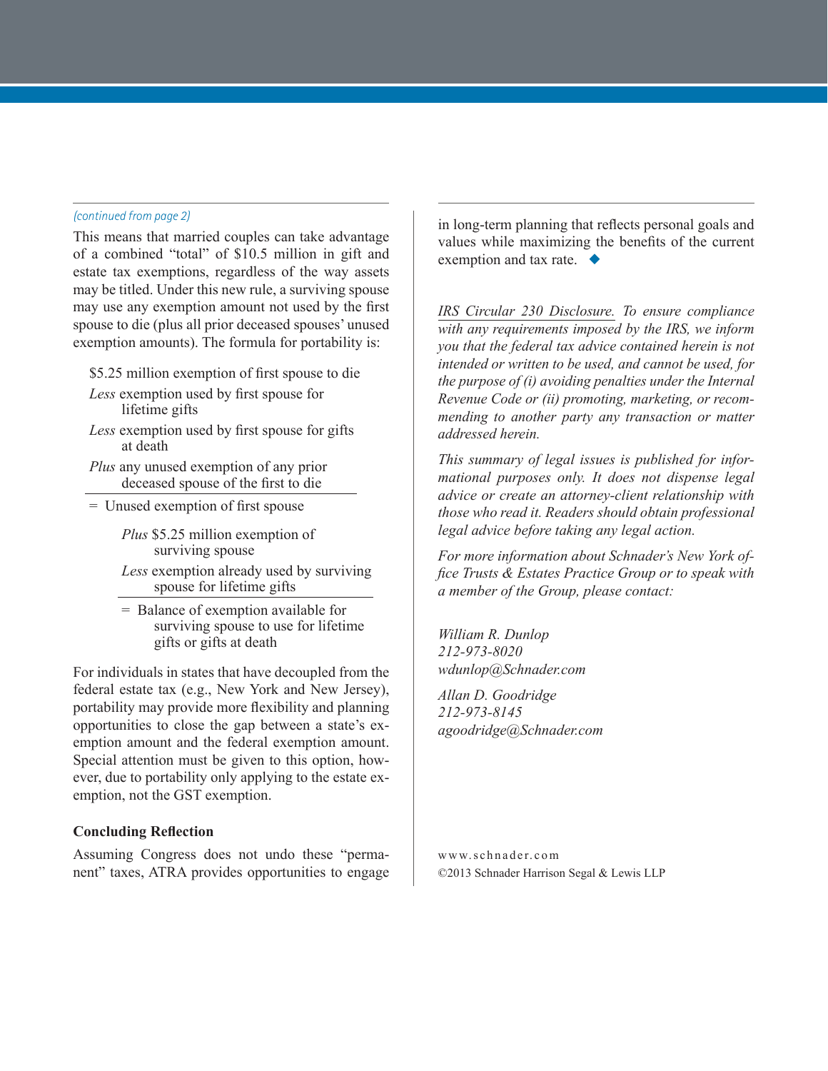*(continued from page 2)*

This means that married couples can take advantage of a combined "total" of $10.5 million in gift and estate tax exemptions, regardless of the way assets may be titled. Under this new rule, a surviving spouse may use any exemption amount not used by the first spouse to die (plus all prior deceased spouses' unused exemption amounts). The formula for portability is:

$5.25 million exemption of first spouse to die

*Less* exemption used by first spouse for lifetime gifts

*Less* exemption used by first spouse for gifts at death

*Plus* any unused exemption of any prior deceased spouse of the first to die

= Unused exemption of first spouse

*Plus* $5.25 million exemption of surviving spouse

*Less* exemption already used by surviving spouse for lifetime gifts

= Balance of exemption available for surviving spouse to use for lifetime gifts or gifts at death

For individuals in states that have decoupled from the federal estate tax (e.g., New York and New Jersey), portability may provide more flexibility and planning opportunities to close the gap between a state's exemption amount and the federal exemption amount. Special attention must be given to this option, however, due to portability only applying to the estate exemption, not the GST exemption.

**Concluding Reflection**

Assuming Congress does not undo these "permanent" taxes, ATRA provides opportunities to engage in long-term planning that reflects personal goals and values while maximizing the benefits of the current exemption and tax rate. ◆

*IRS Circular 230 Disclosure. To ensure compliance with any requirements imposed by the IRS, we inform you that the federal tax advice contained herein is not intended or written to be used, and cannot be used, for the purpose of (i) avoiding penalties under the Internal Revenue Code or (ii) promoting, marketing, or recommending to another party any transaction or matter addressed herein.*

*This summary of legal issues is published for informational purposes only. It does not dispense legal advice or create an attorney-client relationship with those who read it. Readers should obtain professional legal advice before taking any legal action.*

*For more information about Schnader's New York office Trusts & Estates Practice Group or to speak with a member of the Group, please contact:*

*William R. Dunlop*
*212-973-8020*
*wdunlop@Schnader.com*

*Allan D. Goodridge*
*212-973-8145*
*agoodridge@Schnader.com*

www.schnader.com
©2013 Schnader Harrison Segal & Lewis LLP